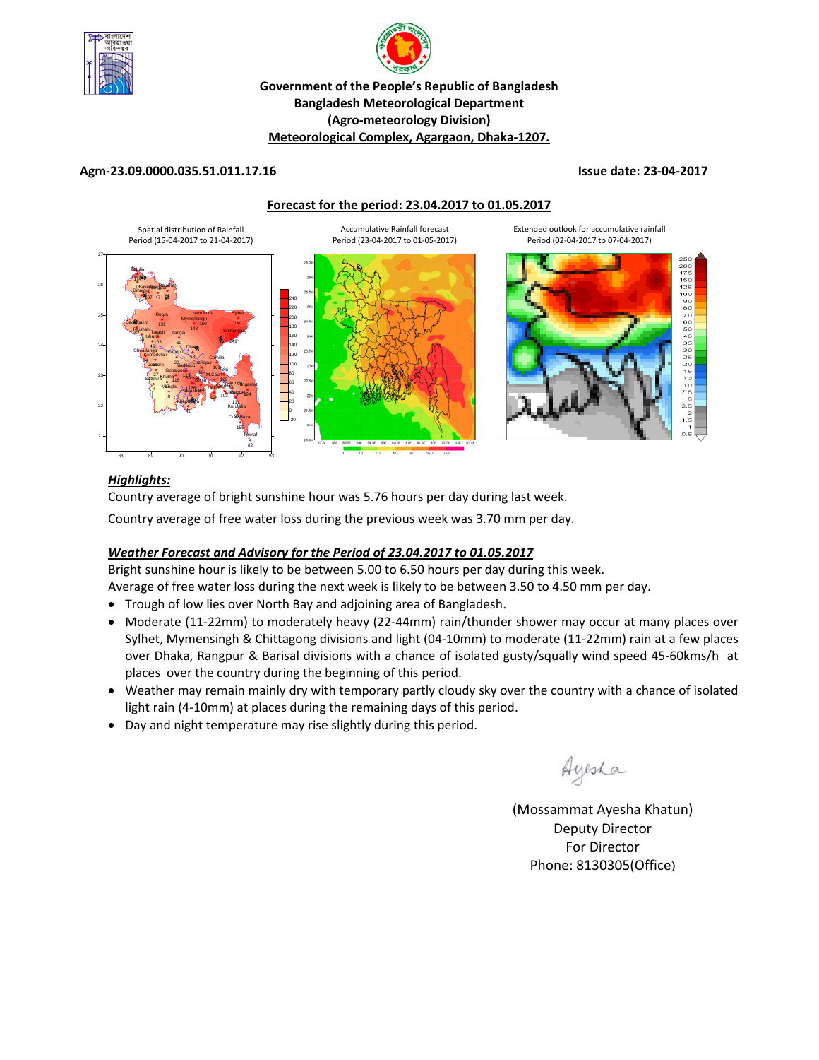**Government of the People's Republic of Bangladesh**
**Bangladesh Meteorological Department**
**(Agro-meteorology Division)**
**Meteorological Complex, Agargaon, Dhaka-1207.**

**Agm-23.09.0000.035.51.011.17.16** **Issue date: 23-04-2017**

**Forecast for the period: 23.04.2017 to 01.05.2017**

Spatial distribution of Rainfall
Period (15-04-2017 to 21-04-2017)

Accumulative Rainfall forecast
Period (23-04-2017 to 01-05-2017)

Extended outlook for accumulative rainfall
Period (02-04-2017 to 07-04-2017)

## *Highlights:*

Country average of bright sunshine hour was 5.76 hours per day during last week.

Country average of free water loss during the previous week was 3.70 mm per day.

## *Weather Forecast and Advisory for the Period of 23.04.2017 to 01.05.2017*

Bright sunshine hour is likely to be between 5.00 to 6.50 hours per day during this week.

Average of free water loss during the next week is likely to be between 3.50 to 4.50 mm per day.

- Trough of low lies over North Bay and adjoining area of Bangladesh.
- Moderate (11-22mm) to moderately heavy (22-44mm) rain/thunder shower may occur at many places over Sylhet, Mymensingh & Chittagong divisions and light (04-10mm) to moderate (11-22mm) rain at a few places over Dhaka, Rangpur & Barisal divisions with a chance of isolated gusty/squally wind speed 45-60kms/h at places over the country during the beginning of this period.
- Weather may remain mainly dry with temporary partly cloudy sky over the country with a chance of isolated light rain (4-10mm) at places during the remaining days of this period.
- Day and night temperature may rise slightly during this period.

Ayesha

(Mossammat Ayesha Khatun)
Deputy Director
For Director
Phone: 8130305(Office)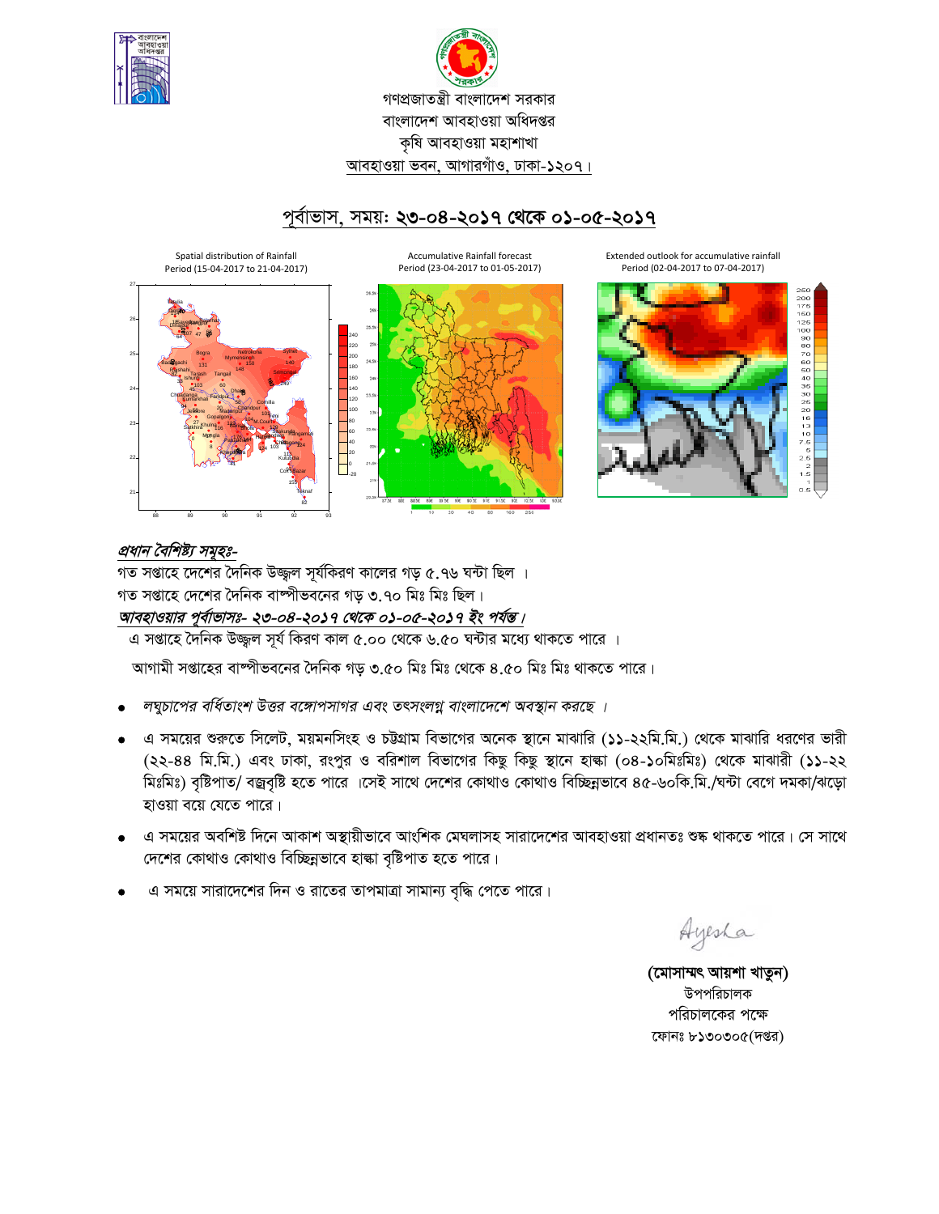গণপ্রজাতন্ত্রী বাংলাদেশ সরকার

বাংলাদেশ আবহাওয়া অধিদপ্তর

কৃষি আবহাওয়া মহাশাখা

আবহাওয়া ভবন, আগারগাঁও, ঢাকা-১২০৭।

## পূর্বাভাস, সময়: ২৩-০৪-২০১৭ থেকে ০১-০৫-২০১৭

Spatial distribution of Rainfall Period (15-04-2017 to 21-04-2017)

Accumulative Rainfall forecast Period (23-04-2017 to 01-05-2017)

Extended outlook for accumulative rainfall Period (02-04-2017 to 07-04-2017)

***প্রধান বৈশিষ্ট্য সমূহঃ-***

গত সপ্তাহে দেশের দৈনিক উজ্জ্বল সূর্যকিরণ কালের গড় ৫.৭৬ ঘন্টা ছিল ।

গত সপ্তাহে দেশের দৈনিক বাষ্পীভবনের গড় ৩.৭০ মিঃ মিঃ ছিল।

***আবহাওয়ার পূর্বাভাসঃ- ২৩-০৪-২০১৭ থেকে ০১-০৫-২০১৭ ইং পর্যন্ত।***

এ সপ্তাহে দৈনিক উজ্জ্বল সূর্য কিরণ কাল ৫.০০ থেকে ৬.৫০ ঘন্টার মধ্যে থাকতে পারে ।

আগামী সপ্তাহের বাষ্পীভবনের দৈনিক গড় ৩.৫০ মিঃ মিঃ থেকে ৪.৫০ মিঃ মিঃ থাকতে পারে।

- *লঘুচাপের বর্ধিতাংশ উত্তর বঙ্গোপসাগর এবং তৎসংলগ্ন বাংলাদেশে অবস্থান করছে ।*
- এ সময়ের শুরুতে সিলেট, ময়মনসিংহ ও চট্টগ্রাম বিভাগের অনেক স্থানে মাঝারি (১১-২২মি.মি.) থেকে মাঝারি ধরণের ভারী (২২-৪৪ মি.মি.) এবং ঢাকা, রংপুর ও বরিশাল বিভাগের কিছু কিছু স্থানে হাল্কা (০৪-১০মিঃমিঃ) থেকে মাঝারী (১১-২২ মিঃমিঃ) বৃষ্টিপাত/ বজ্রবৃষ্টি হতে পারে ।সেই সাথে দেশের কোথাও কোথাও বিচ্ছিন্নভাবে ৪৫-৬০কি.মি./ঘন্টা বেগে দমকা/ঝড়ো হাওয়া বয়ে যেতে পারে।
- এ সময়ের অবশিষ্ট দিনে আকাশ অস্থায়ীভাবে আংশিক মেঘলাসহ সারাদেশের আবহাওয়া প্রধানতঃ শুষ্ক থাকতে পারে। সে সাথে দেশের কোথাও কোথাও বিচ্ছিন্নভাবে হাল্কা বৃষ্টিপাত হতে পারে।
- এ সময়ে সারাদেশের দিন ও রাতের তাপমাত্রা সামান্য বৃদ্ধি পেতে পারে।

Ayesha

**(মোসাম্মৎ আয়শা খাতুন)**

উপপরিচালক

পরিচালকের পক্ষে

ফোনঃ ৮১৩০৩০৫(দপ্তর)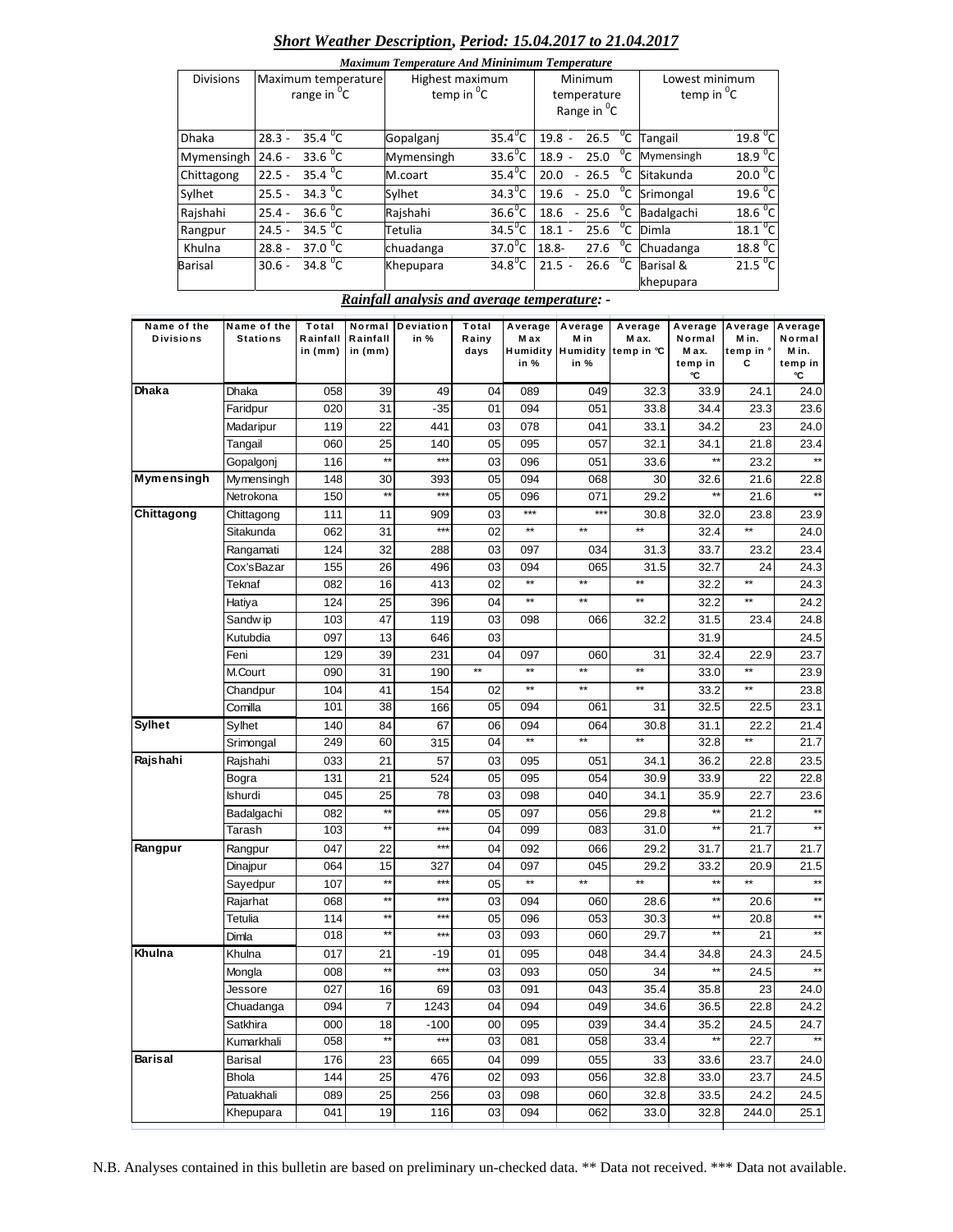## *Short Weather Description, Period: 15.04.2017 to 21.04.2017*

***Maximum Temperature And Mininimum Temperature***

| Divisions | Maximum temperature range in °C | Highest maximum temp in °C | | Minimum temperature Range in °C | Lowest minimum temp in °C | |
|---|---|---|---|---|---|---|
| Dhaka | 28.3 - 35.4 °C | Gopalganj | 35.4 °C | 19.8 - 26.5 °C | Tangail | 19.8 °C |
| Mymensingh | 24.6 - 33.6 °C | Mymensingh | 33.6 °C | 18.9 - 25.0 °C | Mymensingh | 18.9 °C |
| Chittagong | 22.5 - 35.4 °C | M.coart | 35.4 °C | 20.0 - 26.5 °C | Sitakunda | 20.0 °C |
| Sylhet | 25.5 - 34.3 °C | Sylhet | 34.3 °C | 19.6 - 25.0 °C | Srimongal | 19.6 °C |
| Rajshahi | 25.4 - 36.6 °C | Rajshahi | 36.6 °C | 18.6 - 25.6 °C | Badalgachi | 18.6 °C |
| Rangpur | 24.5 - 34.5 °C | Tetulia | 34.5 °C | 18.1 - 25.6 °C | Dimla | 18.1 °C |
| Khulna | 28.8 - 37.0 °C | chuadanga | 37.0 °C | 18.8- 27.6 °C | Chuadanga | 18.8 °C |
| Barisal | 30.6 - 34.8 °C | Khepupara | 34.8 °C | 21.5 - 26.6 °C | Barisal & khepupara | 21.5 °C |

***Rainfall analysis and average temperature: -***

| Name of the Divisions | Name of the Stations | Total Rainfall in (mm) | Normal Rainfall in (mm) | Deviation in % | Total Rainy days | Average Max Humidity in % | Average Min Humidity in % | Average Max. temp in °C | Average Normal Max. temp in °C | Average Min. temp in ° C | Average Normal Min. temp in °C |
|---|---|---|---|---|---|---|---|---|---|---|---|
| **Dhaka** | Dhaka | 058 | 39 | 49 | 04 | 089 | 049 | 32.3 | 33.9 | 24.1 | 24.0 |
| | Faridpur | 020 | 31 | -35 | 01 | 094 | 051 | 33.8 | 34.4 | 23.3 | 23.6 |
| | Madaripur | 119 | 22 | 441 | 03 | 078 | 041 | 33.1 | 34.2 | 23 | 24.0 |
| | Tangail | 060 | 25 | 140 | 05 | 095 | 057 | 32.1 | 34.1 | 21.8 | 23.4 |
| | Gopalgonj | 116 | ** | *** | 03 | 096 | 051 | 33.6 | ** | 23.2 | ** |
| **Mymensingh** | Mymensingh | 148 | 30 | 393 | 05 | 094 | 068 | 30 | 32.6 | 21.6 | 22.8 |
| | Netrokona | 150 | ** | *** | 05 | 096 | 071 | 29.2 | ** | 21.6 | ** |
| **Chittagong** | Chittagong | 111 | 11 | 909 | 03 | *** | *** | 30.8 | 32.0 | 23.8 | 23.9 |
| | Sitakunda | 062 | 31 | *** | 02 | ** | ** | ** | 32.4 | ** | 24.0 |
| | Rangamati | 124 | 32 | 288 | 03 | 097 | 034 | 31.3 | 33.7 | 23.2 | 23.4 |
| | Cox'sBazar | 155 | 26 | 496 | 03 | 094 | 065 | 31.5 | 32.7 | 24 | 24.3 |
| | Teknaf | 082 | 16 | 413 | 02 | ** | ** | ** | 32.2 | ** | 24.3 |
| | Hatiya | 124 | 25 | 396 | 04 | ** | ** | ** | 32.2 | ** | 24.2 |
| | Sandwip | 103 | 47 | 119 | 03 | 098 | 066 | 32.2 | 31.5 | 23.4 | 24.8 |
| | Kutubdia | 097 | 13 | 646 | 03 | | | | 31.9 | | 24.5 |
| | Feni | 129 | 39 | 231 | 04 | 097 | 060 | 31 | 32.4 | 22.9 | 23.7 |
| | M.Court | 090 | 31 | 190 | ** | ** | ** | ** | 33.0 | ** | 23.9 |
| | Chandpur | 104 | 41 | 154 | 02 | ** | ** | ** | 33.2 | ** | 23.8 |
| | Comilla | 101 | 38 | 166 | 05 | 094 | 061 | 31 | 32.5 | 22.5 | 23.1 |
| **Sylhet** | Sylhet | 140 | 84 | 67 | 06 | 094 | 064 | 30.8 | 31.1 | 22.2 | 21.4 |
| | Srimongal | 249 | 60 | 315 | 04 | ** | ** | ** | 32.8 | ** | 21.7 |
| **Rajshahi** | Rajshahi | 033 | 21 | 57 | 03 | 095 | 051 | 34.1 | 36.2 | 22.8 | 23.5 |
| | Bogra | 131 | 21 | 524 | 05 | 095 | 054 | 30.9 | 33.9 | 22 | 22.8 |
| | Ishurdi | 045 | 25 | 78 | 03 | 098 | 040 | 34.1 | 35.9 | 22.7 | 23.6 |
| | Badalgachi | 082 | ** | *** | 05 | 097 | 056 | 29.8 | ** | 21.2 | ** |
| | Tarash | 103 | ** | *** | 04 | 099 | 083 | 31.0 | ** | 21.7 | ** |
| **Rangpur** | Rangpur | 047 | 22 | *** | 04 | 092 | 066 | 29.2 | 31.7 | 21.7 | 21.7 |
| | Dinajpur | 064 | 15 | 327 | 04 | 097 | 045 | 29.2 | 33.2 | 20.9 | 21.5 |
| | Sayedpur | 107 | ** | *** | 05 | ** | ** | ** | ** | ** | ** |
| | Rajarhat | 068 | ** | *** | 03 | 094 | 060 | 28.6 | ** | 20.6 | ** |
| | Tetulia | 114 | ** | *** | 05 | 096 | 053 | 30.3 | ** | 20.8 | ** |
| | Dimla | 018 | ** | *** | 03 | 093 | 060 | 29.7 | ** | 21 | ** |
| **Khulna** | Khulna | 017 | 21 | -19 | 01 | 095 | 048 | 34.4 | 34.8 | 24.3 | 24.5 |
| | Mongla | 008 | ** | *** | 03 | 093 | 050 | 34 | ** | 24.5 | ** |
| | Jessore | 027 | 16 | 69 | 03 | 091 | 043 | 35.4 | 35.8 | 23 | 24.0 |
| | Chuadanga | 094 | 7 | 1243 | 04 | 094 | 049 | 34.6 | 36.5 | 22.8 | 24.2 |
| | Satkhira | 000 | 18 | -100 | 00 | 095 | 039 | 34.4 | 35.2 | 24.5 | 24.7 |
| | Kumarkhali | 058 | ** | *** | 03 | 081 | 058 | 33.4 | ** | 22.7 | ** |
| **Barisal** | Barisal | 176 | 23 | 665 | 04 | 099 | 055 | 33 | 33.6 | 23.7 | 24.0 |
| | Bhola | 144 | 25 | 476 | 02 | 093 | 056 | 32.8 | 33.0 | 23.7 | 24.5 |
| | Patuakhali | 089 | 25 | 256 | 03 | 098 | 060 | 32.8 | 33.5 | 24.2 | 24.5 |
| | Khepupara | 041 | 19 | 116 | 03 | 094 | 062 | 33.0 | 32.8 | 244.0 | 25.1 |

N.B. Analyses contained in this bulletin are based on preliminary un-checked data. ** Data not received. *** Data not available.